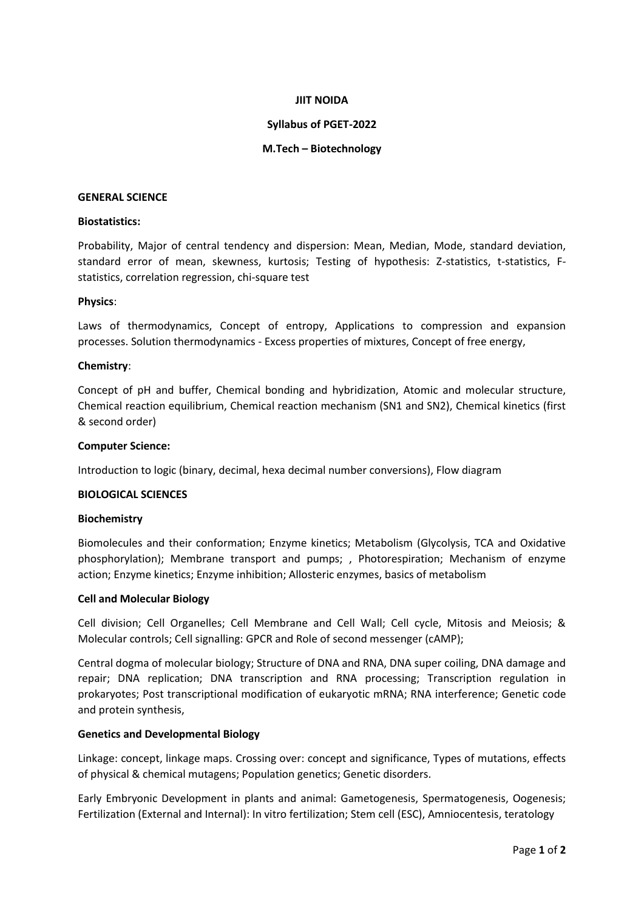**JIIT NOIDA**

**Syllabus of PGET-2022**

**M.Tech – Biotechnology**

**GENERAL SCIENCE**

**Biostatistics:**

Probability, Major of central tendency and dispersion: Mean, Median, Mode, standard deviation, standard error of mean, skewness, kurtosis; Testing of hypothesis: Z-statistics, t-statistics, F-statistics, correlation regression, chi-square test

**Physics**:

Laws of thermodynamics, Concept of entropy, Applications to compression and expansion processes. Solution thermodynamics - Excess properties of mixtures, Concept of free energy,

**Chemistry**:

Concept of pH and buffer, Chemical bonding and hybridization, Atomic and molecular structure, Chemical reaction equilibrium, Chemical reaction mechanism (SN1 and SN2), Chemical kinetics (first & second order)

**Computer Science:**

Introduction to logic (binary, decimal, hexa decimal number conversions), Flow diagram

**BIOLOGICAL SCIENCES**

**Biochemistry**

Biomolecules and their conformation; Enzyme kinetics; Metabolism (Glycolysis, TCA and Oxidative phosphorylation); Membrane transport and pumps; , Photorespiration; Mechanism of enzyme action; Enzyme kinetics; Enzyme inhibition; Allosteric enzymes, basics of metabolism

**Cell and Molecular Biology**

Cell division; Cell Organelles; Cell Membrane and Cell Wall; Cell cycle, Mitosis and Meiosis; & Molecular controls; Cell signalling: GPCR and Role of second messenger (cAMP);

Central dogma of molecular biology; Structure of DNA and RNA, DNA super coiling, DNA damage and repair; DNA replication; DNA transcription and RNA processing; Transcription regulation in prokaryotes; Post transcriptional modification of eukaryotic mRNA; RNA interference; Genetic code and protein synthesis,

**Genetics and Developmental Biology**

Linkage: concept, linkage maps. Crossing over: concept and significance, Types of mutations, effects of physical & chemical mutagens; Population genetics; Genetic disorders.

Early Embryonic Development in plants and animal: Gametogenesis, Spermatogenesis, Oogenesis; Fertilization (External and Internal): In vitro fertilization; Stem cell (ESC), Amniocentesis, teratology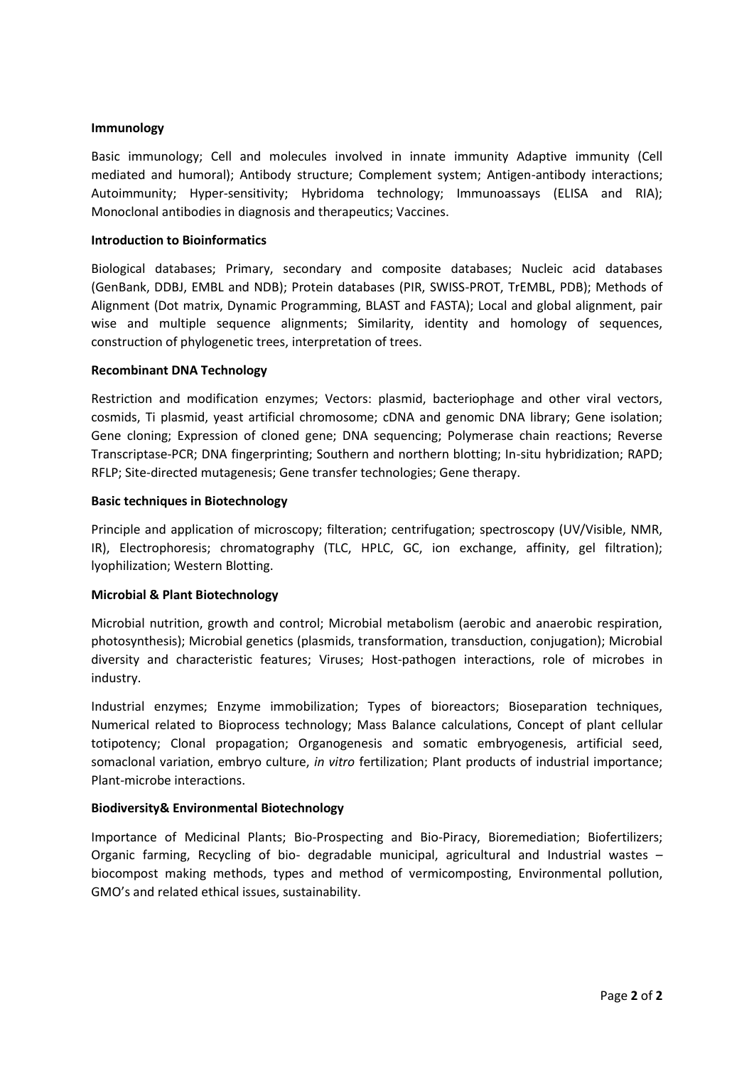**Immunology**

Basic immunology; Cell and molecules involved in innate immunity Adaptive immunity (Cell mediated and humoral); Antibody structure; Complement system; Antigen-antibody interactions; Autoimmunity; Hyper-sensitivity; Hybridoma technology; Immunoassays (ELISA and RIA); Monoclonal antibodies in diagnosis and therapeutics; Vaccines.

**Introduction to Bioinformatics**

Biological databases; Primary, secondary and composite databases; Nucleic acid databases (GenBank, DDBJ, EMBL and NDB); Protein databases (PIR, SWISS-PROT, TrEMBL, PDB); Methods of Alignment (Dot matrix, Dynamic Programming, BLAST and FASTA); Local and global alignment, pair wise and multiple sequence alignments; Similarity, identity and homology of sequences, construction of phylogenetic trees, interpretation of trees.

**Recombinant DNA Technology**

Restriction and modification enzymes; Vectors: plasmid, bacteriophage and other viral vectors, cosmids, Ti plasmid, yeast artificial chromosome; cDNA and genomic DNA library; Gene isolation; Gene cloning; Expression of cloned gene; DNA sequencing; Polymerase chain reactions; Reverse Transcriptase-PCR; DNA fingerprinting; Southern and northern blotting; In-situ hybridization; RAPD; RFLP; Site-directed mutagenesis; Gene transfer technologies; Gene therapy.

**Basic techniques in Biotechnology**

Principle and application of microscopy; filteration; centrifugation; spectroscopy (UV/Visible, NMR, IR), Electrophoresis; chromatography (TLC, HPLC, GC, ion exchange, affinity, gel filtration); lyophilization; Western Blotting.

**Microbial & Plant Biotechnology**

Microbial nutrition, growth and control; Microbial metabolism (aerobic and anaerobic respiration, photosynthesis); Microbial genetics (plasmids, transformation, transduction, conjugation); Microbial diversity and characteristic features; Viruses; Host-pathogen interactions, role of microbes in industry.

Industrial enzymes; Enzyme immobilization; Types of bioreactors; Bioseparation techniques, Numerical related to Bioprocess technology; Mass Balance calculations, Concept of plant cellular totipotency; Clonal propagation; Organogenesis and somatic embryogenesis, artificial seed, somaclonal variation, embryo culture, *in vitro* fertilization; Plant products of industrial importance; Plant-microbe interactions.

**Biodiversity& Environmental Biotechnology**

Importance of Medicinal Plants; Bio-Prospecting and Bio-Piracy, Bioremediation; Biofertilizers; Organic farming, Recycling of bio- degradable municipal, agricultural and Industrial wastes – biocompost making methods, types and method of vermicomposting, Environmental pollution, GMO's and related ethical issues, sustainability.